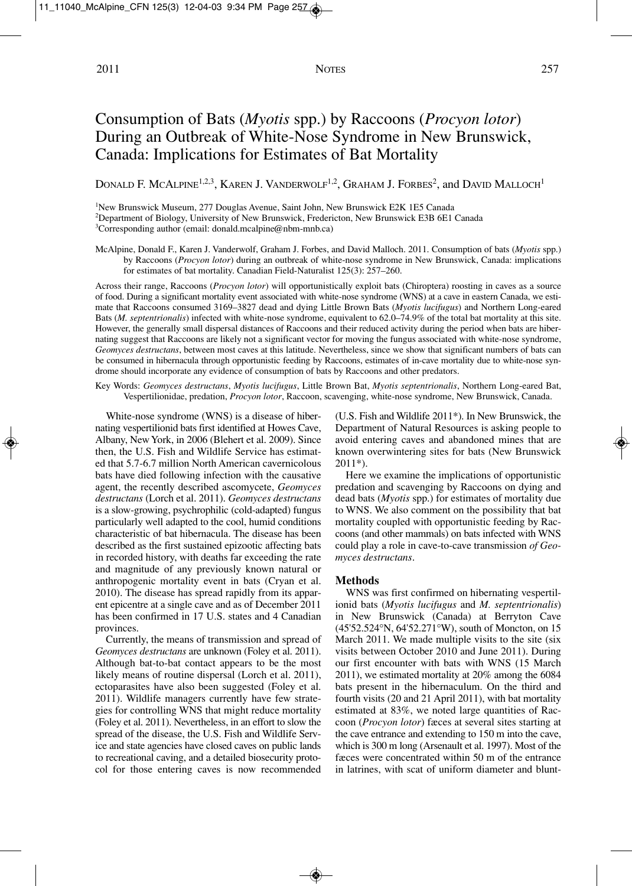# Consumption of Bats (*Myotis* spp.) by Raccoons (*Procyon lotor*) During an Outbreak of White-Nose Syndrome in New Brunswick, Canada: Implications for Estimates of Bat Mortality

DONALD F. MCALPINE[1,2,3], KAREN J. VANDERWOLF[1,2], GRAHAM J. FORBES[2], and DAVID MALLOCH[1]

[1]New Brunswick Museum, 277 Douglas Avenue, Saint John, New Brunswick E2K 1E5 Canada
[2]Department of Biology, University of New Brunswick, Fredericton, New Brunswick E3B 6E1 Canada
[3]Corresponding author (email: donald.mcalpine@nbm-mnb.ca)

McAlpine, Donald F., Karen J. Vanderwolf, Graham J. Forbes, and David Malloch. 2011. Consumption of bats (*Myotis* spp.) by Raccoons (*Procyon lotor*) during an outbreak of white-nose syndrome in New Brunswick, Canada: implications for estimates of bat mortality. Canadian Field-Naturalist 125(3): 257–260.

Across their range, Raccoons (*Procyon lotor*) will opportunistically exploit bats (Chiroptera) roosting in caves as a source of food. During a significant mortality event associated with white-nose syndrome (WNS) at a cave in eastern Canada, we estimate that Raccoons consumed 3169–3827 dead and dying Little Brown Bats (*Myotis lucifugus*) and Northern Long-eared Bats (*M. septentrionalis*) infected with white-nose syndrome, equivalent to 62.0–74.9% of the total bat mortality at this site. However, the generally small dispersal distances of Raccoons and their reduced activity during the period when bats are hibernating suggest that Raccoons are likely not a significant vector for moving the fungus associated with white-nose syndrome, *Geomyces destructans*, between most caves at this latitude. Nevertheless, since we show that significant numbers of bats can be consumed in hibernacula through opportunistic feeding by Raccoons, estimates of in-cave mortality due to white-nose syndrome should incorporate any evidence of consumption of bats by Raccoons and other predators.

Key Words: *Geomyces destructans*, *Myotis lucifugus*, Little Brown Bat, *Myotis septentrionalis*, Northern Long-eared Bat, Vespertilionidae, predation, *Procyon lotor*, Raccoon, scavenging, white-nose syndrome, New Brunswick, Canada.

White-nose syndrome (WNS) is a disease of hibernating vespertilionid bats first identified at Howes Cave, Albany, New York, in 2006 (Blehert et al. 2009). Since then, the U.S. Fish and Wildlife Service has estimated that 5.7-6.7 million North American cavernicolous bats have died following infection with the causative agent, the recently described ascomycete, *Geomyces destructans* (Lorch et al. 2011). *Geomyces destructans* is a slow-growing, psychrophilic (cold-adapted) fungus particularly well adapted to the cool, humid conditions characteristic of bat hibernacula. The disease has been described as the first sustained epizootic affecting bats in recorded history, with deaths far exceeding the rate and magnitude of any previously known natural or anthropogenic mortality event in bats (Cryan et al. 2010). The disease has spread rapidly from its apparent epicentre at a single cave and as of December 2011 has been confirmed in 17 U.S. states and 4 Canadian provinces.

Currently, the means of transmission and spread of *Geomyces destructans* are unknown (Foley et al. 2011). Although bat-to-bat contact appears to be the most likely means of routine dispersal (Lorch et al. 2011), ectoparasites have also been suggested (Foley et al. 2011). Wildlife managers currently have few strategies for controlling WNS that might reduce mortality (Foley et al. 2011). Nevertheless, in an effort to slow the spread of the disease, the U.S. Fish and Wildlife Service and state agencies have closed caves on public lands to recreational caving, and a detailed biosecurity protocol for those entering caves is now recommended (U.S. Fish and Wildlife 2011*). In New Brunswick, the Department of Natural Resources is asking people to avoid entering caves and abandoned mines that are known overwintering sites for bats (New Brunswick 2011*).

Here we examine the implications of opportunistic predation and scavenging by Raccoons on dying and dead bats (*Myotis* spp.) for estimates of mortality due to WNS. We also comment on the possibility that bat mortality coupled with opportunistic feeding by Raccoons (and other mammals) on bats infected with WNS could play a role in cave-to-cave transmission *of Geomyces destructans*.

## Methods

WNS was first confirmed on hibernating vespertilionid bats (*Myotis lucifugus* and *M. septentrionalis*) in New Brunswick (Canada) at Berryton Cave (45'52.524°N, 64'52.271°W), south of Moncton, on 15 March 2011. We made multiple visits to the site (six visits between October 2010 and June 2011). During our first encounter with bats with WNS (15 March 2011), we estimated mortality at 20% among the 6084 bats present in the hibernaculum. On the third and fourth visits (20 and 21 April 2011), with bat mortality estimated at 83%, we noted large quantities of Raccoon (*Procyon lotor*) fæces at several sites starting at the cave entrance and extending to 150 m into the cave, which is 300 m long (Arsenault et al. 1997). Most of the fæces were concentrated within 50 m of the entrance in latrines, with scat of uniform diameter and blunt-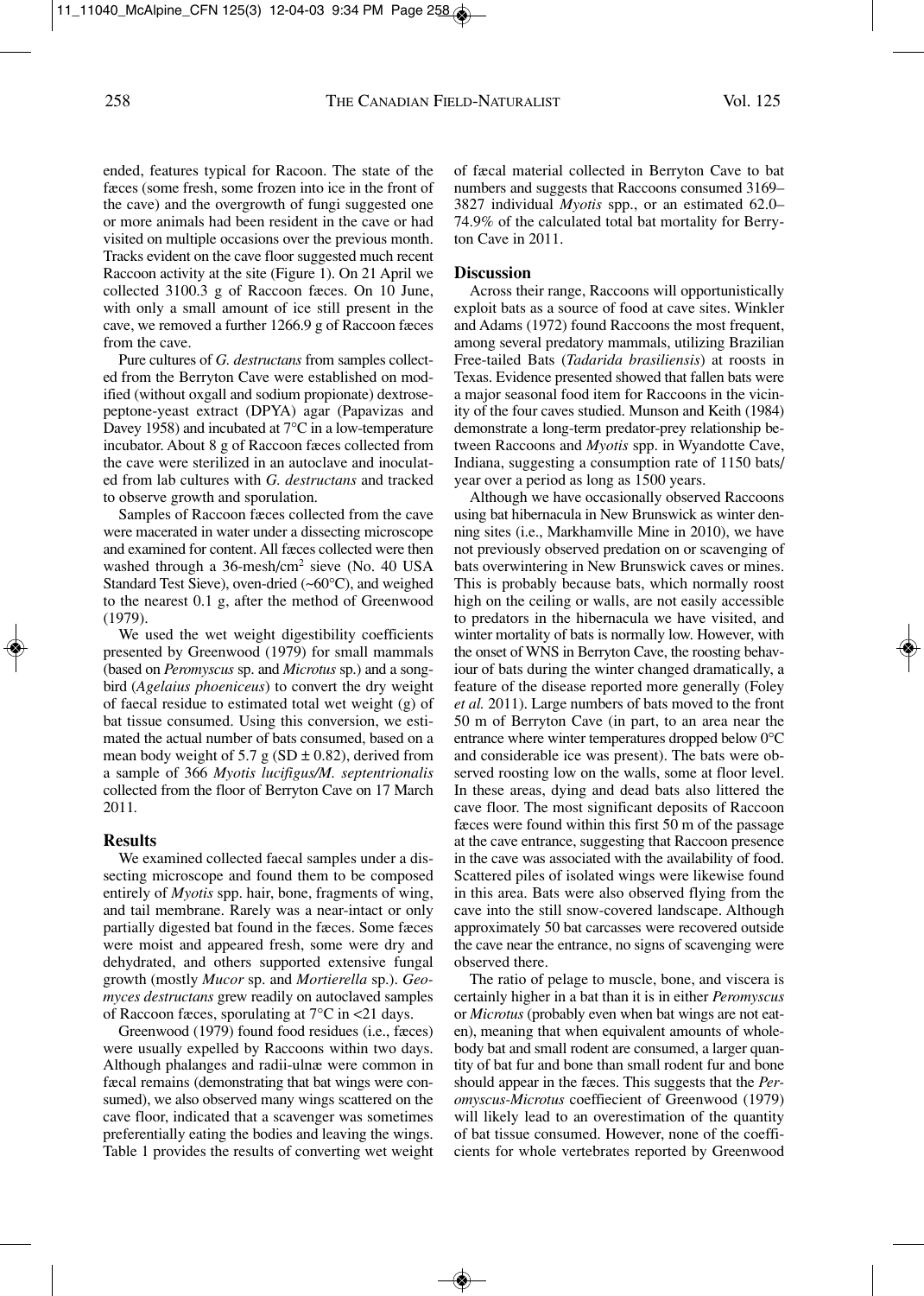ended, features typical for Racoon. The state of the fæces (some fresh, some frozen into ice in the front of the cave) and the overgrowth of fungi suggested one or more animals had been resident in the cave or had visited on multiple occasions over the previous month. Tracks evident on the cave floor suggested much recent Raccoon activity at the site (Figure 1). On 21 April we collected 3100.3 g of Raccoon fæces. On 10 June, with only a small amount of ice still present in the cave, we removed a further 1266.9 g of Raccoon fæces from the cave.

Pure cultures of *G. destructans* from samples collected from the Berryton Cave were established on modified (without oxgall and sodium propionate) dextrose-peptone-yeast extract (DPYA) agar (Papavizas and Davey 1958) and incubated at 7°C in a low-temperature incubator. About 8 g of Raccoon fæces collected from the cave were sterilized in an autoclave and inoculated from lab cultures with *G. destructans* and tracked to observe growth and sporulation.

Samples of Raccoon fæces collected from the cave were macerated in water under a dissecting microscope and examined for content. All fæces collected were then washed through a 36-mesh/cm$^2$ sieve (No. 40 USA Standard Test Sieve), oven-dried (~60°C), and weighed to the nearest 0.1 g, after the method of Greenwood (1979).

We used the wet weight digestibility coefficients presented by Greenwood (1979) for small mammals (based on *Peromyscus* sp. and *Microtus* sp.) and a songbird (*Agelaius phoeniceus*) to convert the dry weight of faecal residue to estimated total wet weight (g) of bat tissue consumed. Using this conversion, we estimated the actual number of bats consumed, based on a mean body weight of 5.7 g (SD ± 0.82), derived from a sample of 366 *Myotis lucifigus/M. septentrionalis* collected from the floor of Berryton Cave on 17 March 2011.

## Results

We examined collected faecal samples under a dissecting microscope and found them to be composed entirely of *Myotis* spp. hair, bone, fragments of wing, and tail membrane. Rarely was a near-intact or only partially digested bat found in the fæces. Some fæces were moist and appeared fresh, some were dry and dehydrated, and others supported extensive fungal growth (mostly *Mucor* sp. and *Mortierella* sp.). *Geomyces destructans* grew readily on autoclaved samples of Raccoon fæces, sporulating at 7°C in <21 days.

Greenwood (1979) found food residues (i.e., fæces) were usually expelled by Raccoons within two days. Although phalanges and radii-ulnæ were common in fæcal remains (demonstrating that bat wings were consumed), we also observed many wings scattered on the cave floor, indicated that a scavenger was sometimes preferentially eating the bodies and leaving the wings. Table 1 provides the results of converting wet weight of fæcal material collected in Berryton Cave to bat numbers and suggests that Raccoons consumed 3169–3827 individual *Myotis* spp., or an estimated 62.0–74.9% of the calculated total bat mortality for Berryton Cave in 2011.

## Discussion

Across their range, Raccoons will opportunistically exploit bats as a source of food at cave sites. Winkler and Adams (1972) found Raccoons the most frequent, among several predatory mammals, utilizing Brazilian Free-tailed Bats (*Tadarida brasiliensis*) at roosts in Texas. Evidence presented showed that fallen bats were a major seasonal food item for Raccoons in the vicinity of the four caves studied. Munson and Keith (1984) demonstrate a long-term predator-prey relationship between Raccoons and *Myotis* spp. in Wyandotte Cave, Indiana, suggesting a consumption rate of 1150 bats/year over a period as long as 1500 years.

Although we have occasionally observed Raccoons using bat hibernacula in New Brunswick as winter denning sites (i.e., Markhamville Mine in 2010), we have not previously observed predation on or scavenging of bats overwintering in New Brunswick caves or mines. This is probably because bats, which normally roost high on the ceiling or walls, are not easily accessible to predators in the hibernacula we have visited, and winter mortality of bats is normally low. However, with the onset of WNS in Berryton Cave, the roosting behaviour of bats during the winter changed dramatically, a feature of the disease reported more generally (Foley *et al.* 2011). Large numbers of bats moved to the front 50 m of Berryton Cave (in part, to an area near the entrance where winter temperatures dropped below 0°C and considerable ice was present). The bats were observed roosting low on the walls, some at floor level. In these areas, dying and dead bats also littered the cave floor. The most significant deposits of Raccoon fæces were found within this first 50 m of the passage at the cave entrance, suggesting that Raccoon presence in the cave was associated with the availability of food. Scattered piles of isolated wings were likewise found in this area. Bats were also observed flying from the cave into the still snow-covered landscape. Although approximately 50 bat carcasses were recovered outside the cave near the entrance, no signs of scavenging were observed there.

The ratio of pelage to muscle, bone, and viscera is certainly higher in a bat than it is in either *Peromyscus* or *Microtus* (probably even when bat wings are not eaten), meaning that when equivalent amounts of whole-body bat and small rodent are consumed, a larger quantity of bat fur and bone than small rodent fur and bone should appear in the fæces. This suggests that the *Peromyscus-Microtus* coeffiecient of Greenwood (1979) will likely lead to an overestimation of the quantity of bat tissue consumed. However, none of the coefficients for whole vertebrates reported by Greenwood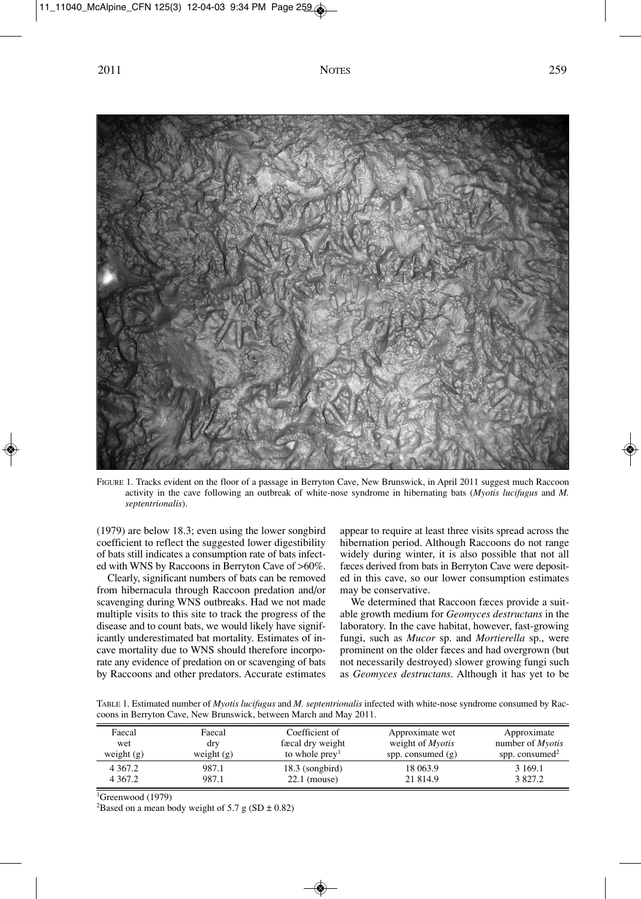FIGURE 1. Tracks evident on the floor of a passage in Berryton Cave, New Brunswick, in April 2011 suggest much Raccoon activity in the cave following an outbreak of white-nose syndrome in hibernating bats (*Myotis lucifugus* and *M. septentrionalis*).

(1979) are below 18.3; even using the lower songbird coefficient to reflect the suggested lower digestibility of bats still indicates a consumption rate of bats infected with WNS by Raccoons in Berryton Cave of >60%.

Clearly, significant numbers of bats can be removed from hibernacula through Raccoon predation and/or scavenging during WNS outbreaks. Had we not made multiple visits to this site to track the progress of the disease and to count bats, we would likely have significantly underestimated bat mortality. Estimates of in-cave mortality due to WNS should therefore incorporate any evidence of predation on or scavenging of bats by Raccoons and other predators. Accurate estimates appear to require at least three visits spread across the hibernation period. Although Raccoons do not range widely during winter, it is also possible that not all fæces derived from bats in Berryton Cave were deposited in this cave, so our lower consumption estimates may be conservative.

We determined that Raccoon fæces provide a suitable growth medium for *Geomyces destructans* in the laboratory. In the cave habitat, however, fast-growing fungi, such as *Mucor* sp. and *Mortierella* sp., were prominent on the older fæces and had overgrown (but not necessarily destroyed) slower growing fungi such as *Geomyces destructans*. Although it has yet to be

TABLE 1. Estimated number of *Myotis lucifugus* and *M. septentrionalis* infected with white-nose syndrome consumed by Raccoons in Berryton Cave, New Brunswick, between March and May 2011.

| Faecal wet weight (g) | Faecal dry weight (g) | Coefficient of fæcal dry weight to whole prey[1] | Approximate wet weight of *Myotis* spp. consumed (g) | Approximate number of *Myotis* spp. consumed[2] |
|---|---|---|---|---|
| 4 367.2 | 987.1 | 18.3 (songbird) | 18 063.9 | 3 169.1 |
| 4 367.2 | 987.1 | 22.1 (mouse) | 21 814.9 | 3 827.2 |

[1]Greenwood (1979)

[2]Based on a mean body weight of 5.7 g (SD ± 0.82)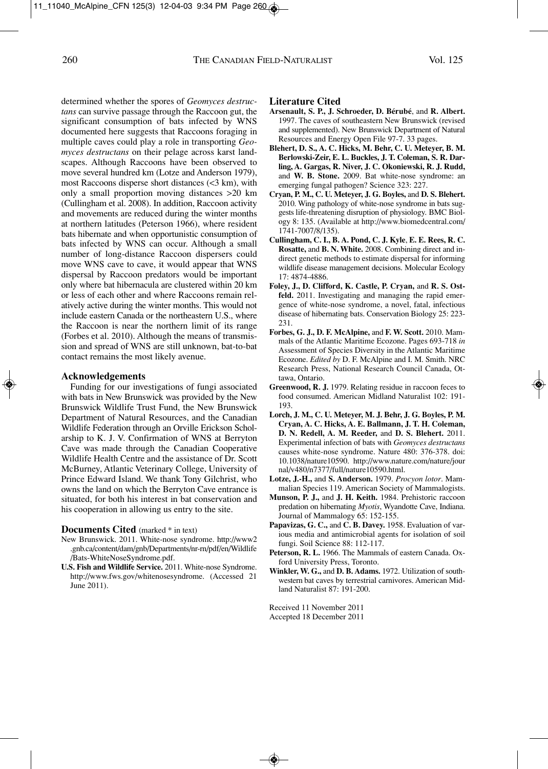determined whether the spores of *Geomyces destructans* can survive passage through the Raccoon gut, the significant consumption of bats infected by WNS documented here suggests that Raccoons foraging in multiple caves could play a role in transporting *Geomyces destructans* on their pelage across karst landscapes. Although Raccoons have been observed to move several hundred km (Lotze and Anderson 1979), most Raccoons disperse short distances (<3 km), with only a small proportion moving distances >20 km (Cullingham et al. 2008). In addition, Raccoon activity and movements are reduced during the winter months at northern latitudes (Peterson 1966), where resident bats hibernate and when opportunistic consumption of bats infected by WNS can occur. Although a small number of long-distance Raccoon dispersers could move WNS cave to cave, it would appear that WNS dispersal by Raccoon predators would be important only where bat hibernacula are clustered within 20 km or less of each other and where Raccoons remain relatively active during the winter months. This would not include eastern Canada or the northeastern U.S., where the Raccoon is near the northern limit of its range (Forbes et al. 2010). Although the means of transmission and spread of WNS are still unknown, bat-to-bat contact remains the most likely avenue.

## Acknowledgements

Funding for our investigations of fungi associated with bats in New Brunswick was provided by the New Brunswick Wildlife Trust Fund, the New Brunswick Department of Natural Resources, and the Canadian Wildlife Federation through an Orville Erickson Scholarship to K. J. V. Confirmation of WNS at Berryton Cave was made through the Canadian Cooperative Wildlife Health Centre and the assistance of Dr. Scott McBurney, Atlantic Veterinary College, University of Prince Edward Island. We thank Tony Gilchrist, who owns the land on which the Berryton Cave entrance is situated, for both his interest in bat conservation and his cooperation in allowing us entry to the site.

## Documents Cited (marked * in text)

New Brunswick. 2011. White-nose syndrome. http://www2.gnb.ca/content/dam/gnb/Departments/nr-rn/pdf/en/Wildlife/Bats-WhiteNoseSyndrome.pdf.

**U.S. Fish and Wildlife Service.** 2011. White-nose Syndrome. http://www.fws.gov/whitenosesyndrome. (Accessed 21 June 2011).

## Literature Cited

**Arsenault, S. P., J. Schroeder, D. Bérubé**, and **R. Albert.** 1997. The caves of southeastern New Brunswick (revised and supplemented). New Brunswick Department of Natural Resources and Energy Open File 97-7. 33 pages.

**Blehert, D. S., A. C. Hicks, M. Behr, C. U. Meteyer, B. M. Berlowski-Zeir, E. L. Buckles, J. T. Coleman, S. R. Darling, A. Gargas, R. Niver, J. C. Okoniewski, R. J. Rudd,** and **W. B. Stone.** 2009. Bat white-nose syndrome: an emerging fungal pathogen? Science 323: 227.

**Cryan, P. M., C. U. Meteyer, J. G. Boyles,** and **D. S. Blehert.** 2010. Wing pathology of white-nose syndrome in bats suggests life-threatening disruption of physiology. BMC Biology 8: 135. (Available at http://www.biomedcentral.com/1741-7007/8/135).

**Cullingham, C. I., B. A. Pond, C. J. Kyle**, **E. E. Rees, R. C. Rosatte,** and **B. N. White.** 2008. Combining direct and indirect genetic methods to estimate dispersal for informing wildlife disease management decisions. Molecular Ecology 17: 4874-4886.

**Foley, J., D. Clifford, K. Castle, P. Cryan,** and **R. S. Ostfeld.** 2011. Investigating and managing the rapid emergence of white-nose syndrome, a novel, fatal, infectious disease of hibernating bats. Conservation Biology 25: 223-231.

**Forbes, G. J., D. F. McAlpine,** and **F. W. Scott.** 2010. Mammals of the Atlantic Maritime Ecozone. Pages 693-718 *in* Assessment of Species Diversity in the Atlantic Maritime Ecozone. *Edited by* D. F. McAlpine and I. M. Smith. NRC Research Press, National Research Council Canada, Ottawa, Ontario.

**Greenwood, R. J.** 1979. Relating residue in raccoon feces to food consumed. American Midland Naturalist 102: 191-193.

**Lorch, J. M., C. U. Meteyer, M. J. Behr, J. G. Boyles, P. M. Cryan, A. C. Hicks, A. E. Ballmann, J. T. H. Coleman, D. N. Redell, A. M. Reeder,** and **D. S. Blehert.** 2011. Experimental infection of bats with *Geomyces destructans* causes white-nose syndrome. Nature 480: 376-378. doi: 10.1038/nature10590. http://www.nature.com/nature/journal/v480/n7377/full/nature10590.html.

**Lotze, J.-H.,** and **S. Anderson.** 1979. *Procyon lotor*. Mammalian Species 119. American Society of Mammalogists.

**Munson, P. J.,** and **J. H. Keith.** 1984. Prehistoric raccoon predation on hibernating *Myotis*, Wyandotte Cave, Indiana. Journal of Mammalogy 65: 152-155.

**Papavizas, G. C.,** and **C. B. Davey.** 1958. Evaluation of various media and antimicrobial agents for isolation of soil fungi. Soil Science 88: 112-117.

**Peterson, R. L.** 1966. The Mammals of eastern Canada. Oxford University Press, Toronto.

**Winkler, W. G.,** and **D. B. Adams.** 1972. Utilization of southwestern bat caves by terrestrial carnivores. American Midland Naturalist 87: 191-200.

Received 11 November 2011
Accepted 18 December 2011